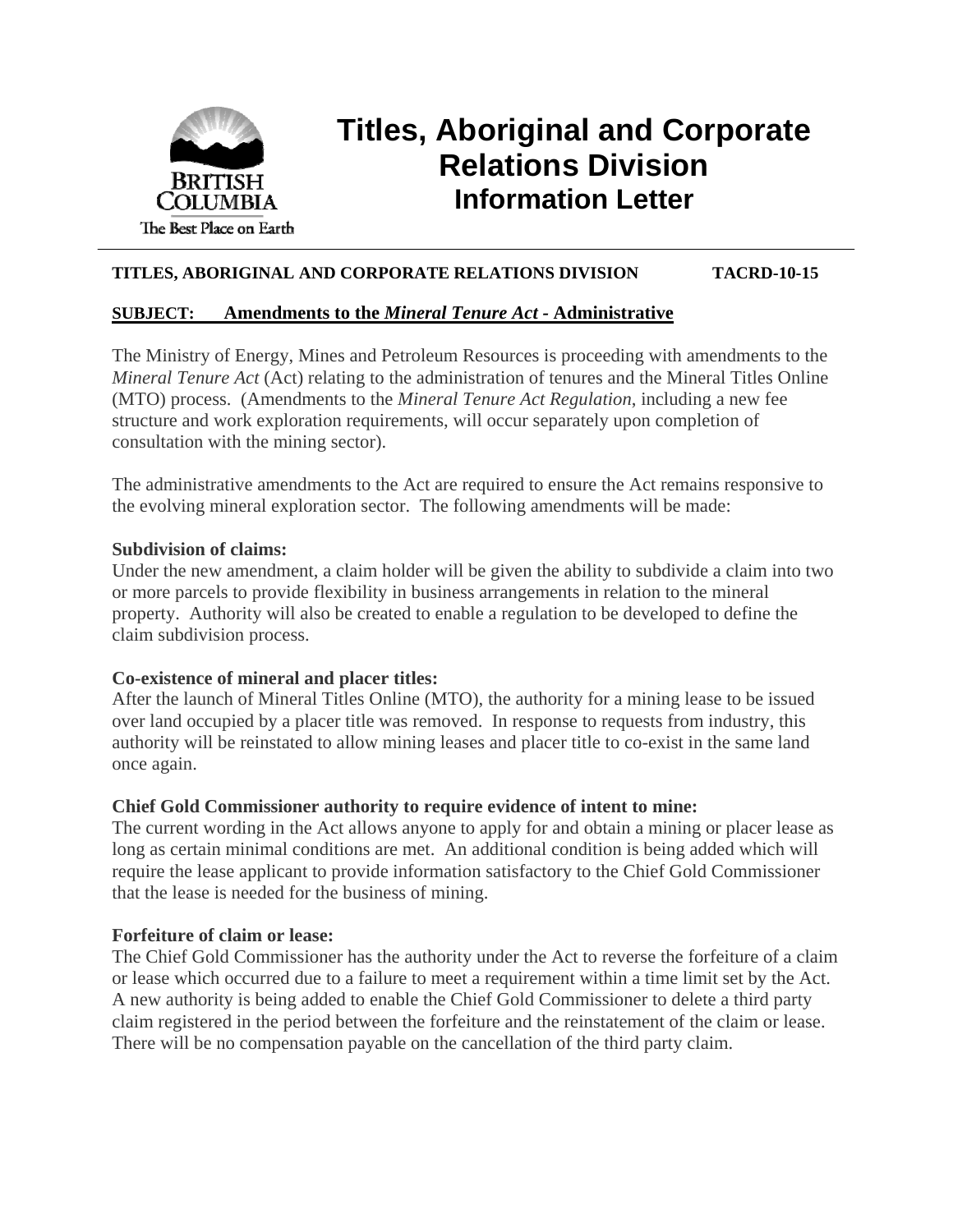# Titles, Aboriginal and Corporate Relations Division
## Information Letter

**TITLES, ABORIGINAL AND CORPORATE RELATIONS DIVISION TACRD-10-15**

**SUBJECT: Amendments to the *Mineral Tenure Act* - Administrative**

The Ministry of Energy, Mines and Petroleum Resources is proceeding with amendments to the *Mineral Tenure Act* (Act) relating to the administration of tenures and the Mineral Titles Online (MTO) process. (Amendments to the *Mineral Tenure Act Regulation*, including a new fee structure and work exploration requirements, will occur separately upon completion of consultation with the mining sector).

The administrative amendments to the Act are required to ensure the Act remains responsive to the evolving mineral exploration sector. The following amendments will be made:

**Subdivision of claims:**
Under the new amendment, a claim holder will be given the ability to subdivide a claim into two or more parcels to provide flexibility in business arrangements in relation to the mineral property. Authority will also be created to enable a regulation to be developed to define the claim subdivision process.

**Co-existence of mineral and placer titles:**
After the launch of Mineral Titles Online (MTO), the authority for a mining lease to be issued over land occupied by a placer title was removed. In response to requests from industry, this authority will be reinstated to allow mining leases and placer title to co-exist in the same land once again.

**Chief Gold Commissioner authority to require evidence of intent to mine:**
The current wording in the Act allows anyone to apply for and obtain a mining or placer lease as long as certain minimal conditions are met. An additional condition is being added which will require the lease applicant to provide information satisfactory to the Chief Gold Commissioner that the lease is needed for the business of mining.

**Forfeiture of claim or lease:**
The Chief Gold Commissioner has the authority under the Act to reverse the forfeiture of a claim or lease which occurred due to a failure to meet a requirement within a time limit set by the Act. A new authority is being added to enable the Chief Gold Commissioner to delete a third party claim registered in the period between the forfeiture and the reinstatement of the claim or lease. There will be no compensation payable on the cancellation of the third party claim.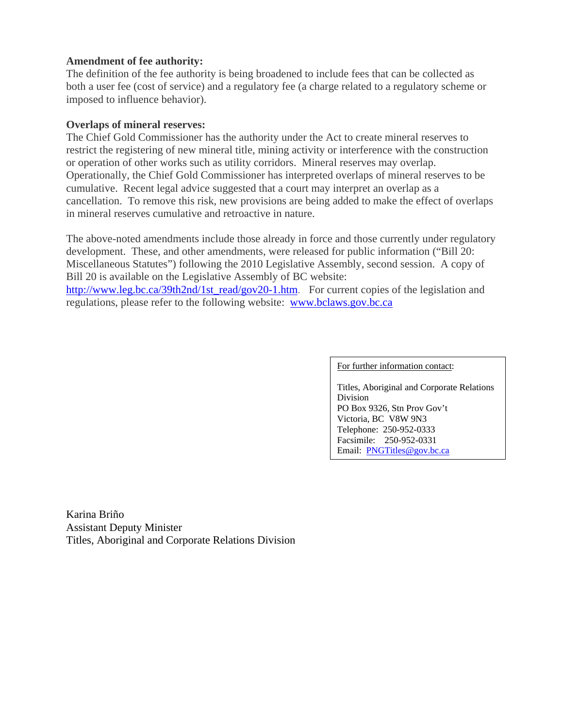**Amendment of fee authority:**
The definition of the fee authority is being broadened to include fees that can be collected as both a user fee (cost of service) and a regulatory fee (a charge related to a regulatory scheme or imposed to influence behavior).

**Overlaps of mineral reserves:**
The Chief Gold Commissioner has the authority under the Act to create mineral reserves to restrict the registering of new mineral title, mining activity or interference with the construction or operation of other works such as utility corridors. Mineral reserves may overlap. Operationally, the Chief Gold Commissioner has interpreted overlaps of mineral reserves to be cumulative. Recent legal advice suggested that a court may interpret an overlap as a cancellation. To remove this risk, new provisions are being added to make the effect of overlaps in mineral reserves cumulative and retroactive in nature.

The above-noted amendments include those already in force and those currently under regulatory development. These, and other amendments, were released for public information ("Bill 20: Miscellaneous Statutes") following the 2010 Legislative Assembly, second session. A copy of Bill 20 is available on the Legislative Assembly of BC website: http://www.leg.bc.ca/39th2nd/1st_read/gov20-1.htm. For current copies of the legislation and regulations, please refer to the following website: www.bclaws.gov.bc.ca

For further information contact:

Titles, Aboriginal and Corporate Relations Division
PO Box 9326, Stn Prov Gov't
Victoria, BC V8W 9N3
Telephone: 250-952-0333
Facsimile: 250-952-0331
Email: PNGTitles@gov.bc.ca

Karina Briño
Assistant Deputy Minister
Titles, Aboriginal and Corporate Relations Division